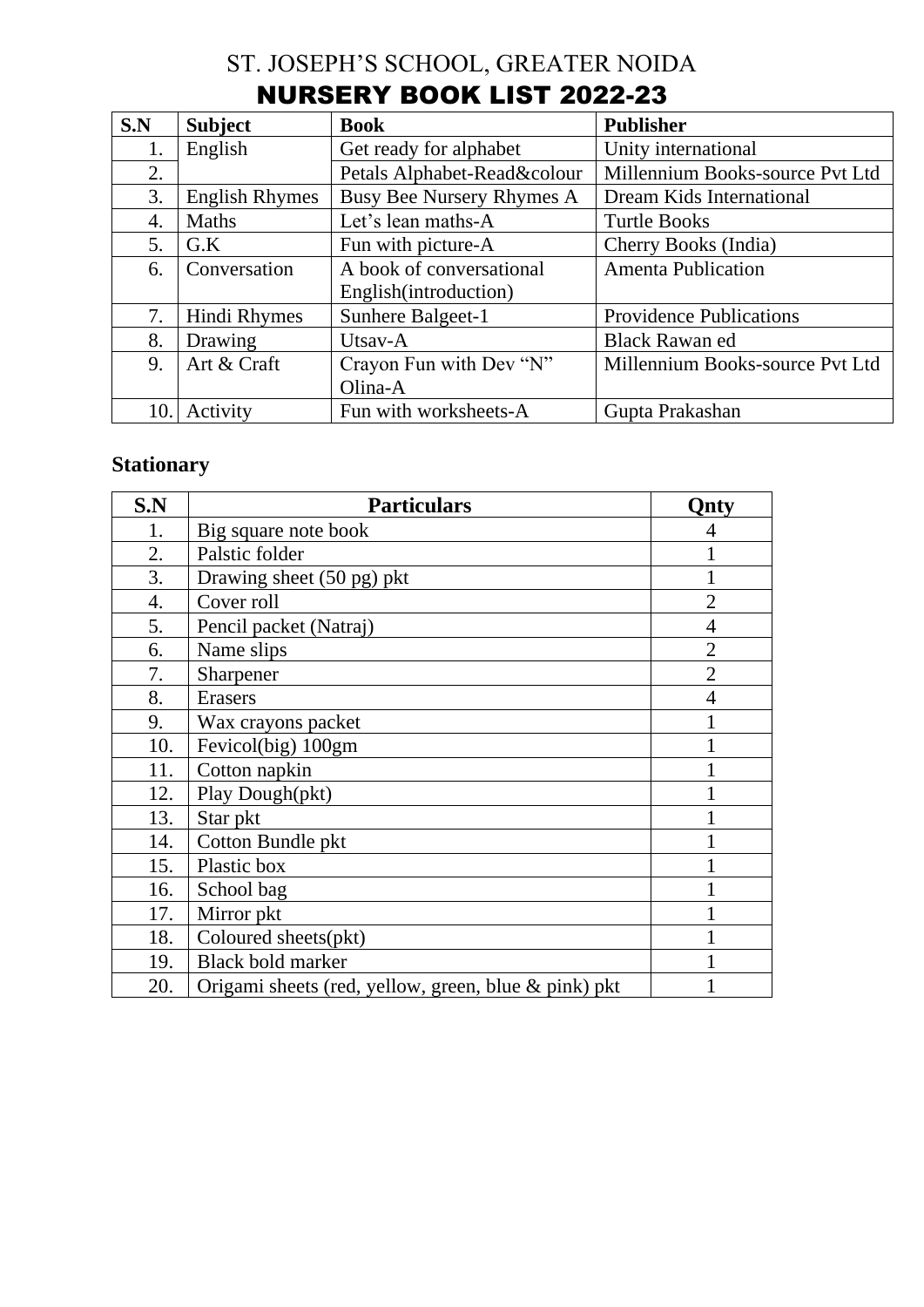# ST. JOSEPH'S SCHOOL, GREATER NOIDA

## NURSERY BOOK LIST 2022-23

| S.N | Subject | Book | Publisher |
|---|---|---|---|
| 1. | English | Get ready for alphabet | Unity international |
| 2. | | Petals Alphabet-Read&colour | Millennium Books-source Pvt Ltd |
| 3. | English Rhymes | Busy Bee Nursery Rhymes A | Dream Kids International |
| 4. | Maths | Let's lean maths-A | Turtle Books |
| 5. | G.K | Fun with picture-A | Cherry Books (India) |
| 6. | Conversation | A book of conversational English(introduction) | Amenta Publication |
| 7. | Hindi Rhymes | Sunhere Balgeet-1 | Providence Publications |
| 8. | Drawing | Utsav-A | Black Rawan ed |
| 9. | Art & Craft | Crayon Fun with Dev "N" Olina-A | Millennium Books-source Pvt Ltd |
| 10. | Activity | Fun with worksheets-A | Gupta Prakashan |

### Stationary

| S.N | Particulars | Qnty |
|---|---|---|
| 1. | Big square note book | 4 |
| 2. | Palstic folder | 1 |
| 3. | Drawing sheet (50 pg) pkt | 1 |
| 4. | Cover roll | 2 |
| 5. | Pencil packet (Natraj) | 4 |
| 6. | Name slips | 2 |
| 7. | Sharpener | 2 |
| 8. | Erasers | 4 |
| 9. | Wax crayons packet | 1 |
| 10. | Fevicol(big) 100gm | 1 |
| 11. | Cotton napkin | 1 |
| 12. | Play Dough(pkt) | 1 |
| 13. | Star pkt | 1 |
| 14. | Cotton Bundle pkt | 1 |
| 15. | Plastic box | 1 |
| 16. | School bag | 1 |
| 17. | Mirror pkt | 1 |
| 18. | Coloured sheets(pkt) | 1 |
| 19. | Black bold marker | 1 |
| 20. | Origami sheets (red, yellow, green, blue & pink) pkt | 1 |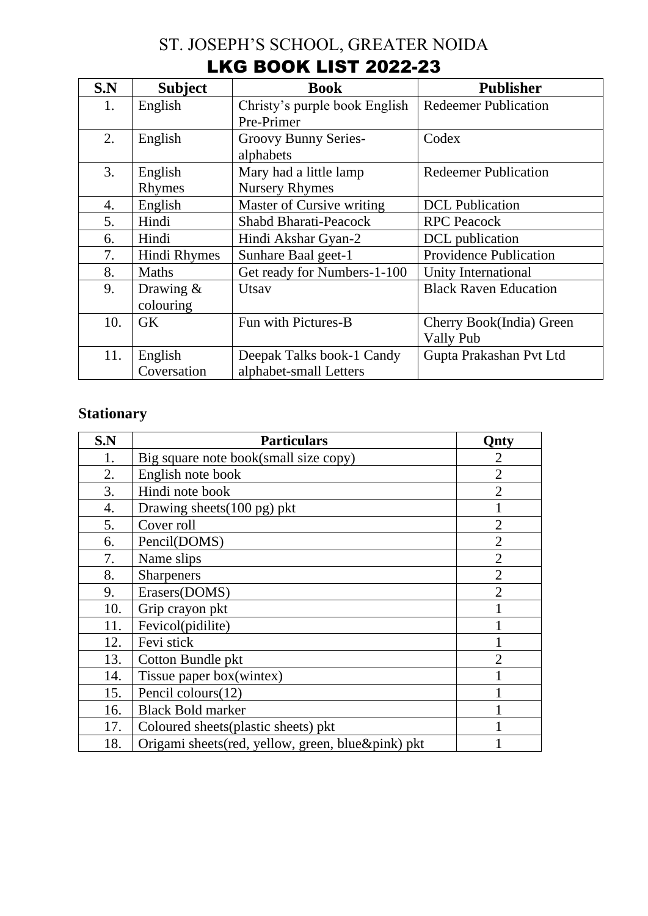# ST. JOSEPH'S SCHOOL, GREATER NOIDA

## LKG BOOK LIST 2022-23

| S.N | Subject | Book | Publisher |
|---|---|---|---|
| 1. | English | Christy's purple book English Pre-Primer | Redeemer Publication |
| 2. | English | Groovy Bunny Series-alphabets | Codex |
| 3. | English Rhymes | Mary had a little lamp Nursery Rhymes | Redeemer Publication |
| 4. | English | Master of Cursive writing | DCL Publication |
| 5. | Hindi | Shabd Bharati-Peacock | RPC Peacock |
| 6. | Hindi | Hindi Akshar Gyan-2 | DCL publication |
| 7. | Hindi Rhymes | Sunhare Baal geet-1 | Providence Publication |
| 8. | Maths | Get ready for Numbers-1-100 | Unity International |
| 9. | Drawing & colouring | Utsav | Black Raven Education |
| 10. | GK | Fun with Pictures-B | Cherry Book(India) Green Vally Pub |
| 11. | English Coversation | Deepak Talks book-1 Candy alphabet-small Letters | Gupta Prakashan Pvt Ltd |

### Stationary

| S.N | Particulars | Qnty |
|---|---|---|
| 1. | Big square note book(small size copy) | 2 |
| 2. | English note book | 2 |
| 3. | Hindi note book | 2 |
| 4. | Drawing sheets(100 pg) pkt | 1 |
| 5. | Cover roll | 2 |
| 6. | Pencil(DOMS) | 2 |
| 7. | Name slips | 2 |
| 8. | Sharpeners | 2 |
| 9. | Erasers(DOMS) | 2 |
| 10. | Grip crayon pkt | 1 |
| 11. | Fevicol(pidilite) | 1 |
| 12. | Fevi stick | 1 |
| 13. | Cotton Bundle pkt | 2 |
| 14. | Tissue paper box(wintex) | 1 |
| 15. | Pencil colours(12) | 1 |
| 16. | Black Bold marker | 1 |
| 17. | Coloured sheets(plastic sheets) pkt | 1 |
| 18. | Origami sheets(red, yellow, green, blue&pink) pkt | 1 |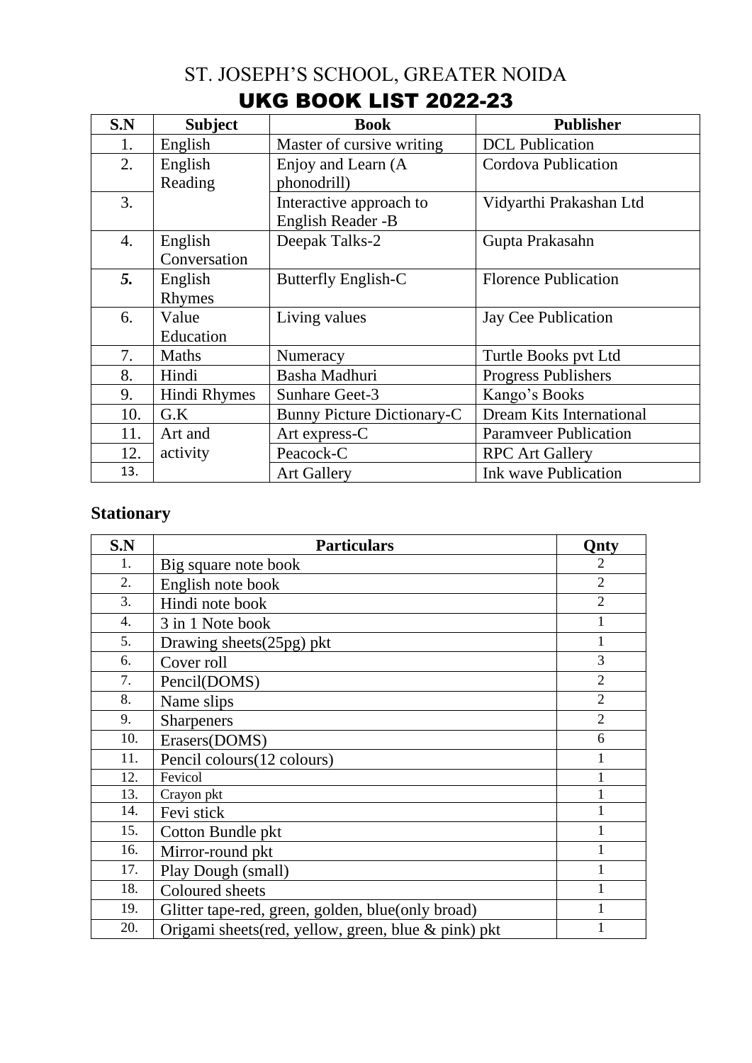# ST. JOSEPH'S SCHOOL, GREATER NOIDA

## UKG BOOK LIST 2022-23

| S.N | Subject | Book | Publisher |
|---|---|---|---|
| 1. | English | Master of cursive writing | DCL Publication |
| 2. | English Reading | Enjoy and Learn (A phonodrill) | Cordova Publication |
| 3. | | Interactive approach to English Reader -B | Vidyarthi Prakashan Ltd |
| 4. | English Conversation | Deepak Talks-2 | Gupta Prakasahn |
| *5.* | English Rhymes | Butterfly English-C | Florence Publication |
| 6. | Value Education | Living values | Jay Cee Publication |
| 7. | Maths | Numeracy | Turtle Books pvt Ltd |
| 8. | Hindi | Basha Madhuri | Progress Publishers |
| 9. | Hindi Rhymes | Sunhare Geet-3 | Kango's Books |
| 10. | G.K | Bunny Picture Dictionary-C | Dream Kits International |
| 11. | Art and activity | Art express-C | Paramveer Publication |
| 12. | | Peacock-C | RPC Art Gallery |
| 13. | | Art Gallery | Ink wave Publication |

### Stationary

| S.N | Particulars | Qnty |
|---|---|---|
| 1. | Big square note book | 2 |
| 2. | English note book | 2 |
| 3. | Hindi note book | 2 |
| 4. | 3 in 1 Note book | 1 |
| 5. | Drawing sheets(25pg) pkt | 1 |
| 6. | Cover roll | 3 |
| 7. | Pencil(DOMS) | 2 |
| 8. | Name slips | 2 |
| 9. | Sharpeners | 2 |
| 10. | Erasers(DOMS) | 6 |
| 11. | Pencil colours(12 colours) | 1 |
| 12. | Fevicol | 1 |
| 13. | Crayon pkt | 1 |
| 14. | Fevi stick | 1 |
| 15. | Cotton Bundle pkt | 1 |
| 16. | Mirror-round pkt | 1 |
| 17. | Play Dough (small) | 1 |
| 18. | Coloured sheets | 1 |
| 19. | Glitter tape-red, green, golden, blue(only broad) | 1 |
| 20. | Origami sheets(red, yellow, green, blue & pink) pkt | 1 |